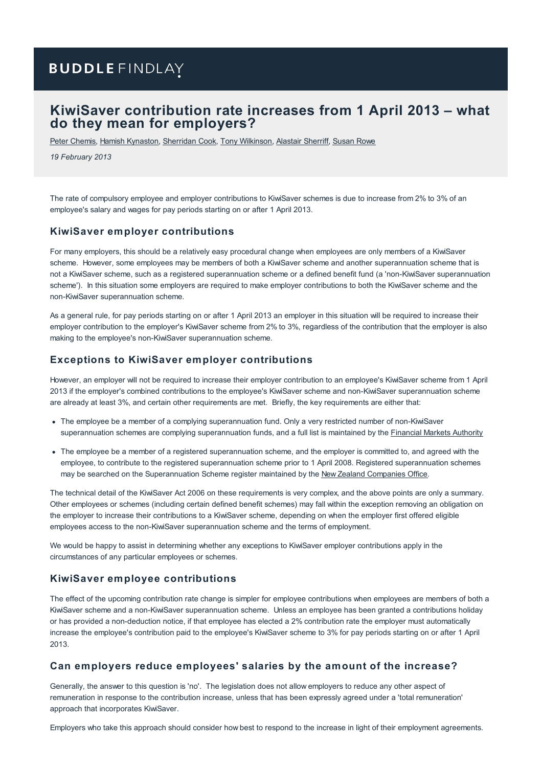BUDDLE FINDLAY

# KiwiSaver contribution rate increases from 1 April 2013 – what do they mean for employers?

Peter Chemis, Hamish Kynaston, Sherridan Cook, Tony Wilkinson, Alastair Sherriff, Susan Rowe

*19 February 2013*

The rate of compulsory employee and employer contributions to KiwiSaver schemes is due to increase from 2% to 3% of an employee's salary and wages for pay periods starting on or after 1 April 2013.

## KiwiSaver employer contributions

For many employers, this should be a relatively easy procedural change when employees are only members of a KiwiSaver scheme. However, some employees may be members of both a KiwiSaver scheme and another superannuation scheme that is not a KiwiSaver scheme, such as a registered superannuation scheme or a defined benefit fund (a 'non-KiwiSaver superannuation scheme'). In this situation some employers are required to make employer contributions to both the KiwiSaver scheme and the non-KiwiSaver superannuation scheme.

As a general rule, for pay periods starting on or after 1 April 2013 an employer in this situation will be required to increase their employer contribution to the employer's KiwiSaver scheme from 2% to 3%, regardless of the contribution that the employer is also making to the employee's non-KiwiSaver superannuation scheme.

## Exceptions to KiwiSaver employer contributions

However, an employer will not be required to increase their employer contribution to an employee's KiwiSaver scheme from 1 April 2013 if the employer's combined contributions to the employee's KiwiSaver scheme and non-KiwiSaver superannuation scheme are already at least 3%, and certain other requirements are met. Briefly, the key requirements are either that:

- The employee be a member of a complying superannuation fund. Only a very restricted number of non-KiwiSaver superannuation schemes are complying superannuation funds, and a full list is maintained by the Financial Markets Authority
- The employee be a member of a registered superannuation scheme, and the employer is committed to, and agreed with the employee, to contribute to the registered superannuation scheme prior to 1 April 2008. Registered superannuation schemes may be searched on the Superannuation Scheme register maintained by the New Zealand Companies Office.

The technical detail of the KiwiSaver Act 2006 on these requirements is very complex, and the above points are only a summary. Other employees or schemes (including certain defined benefit schemes) may fall within the exception removing an obligation on the employer to increase their contributions to a KiwiSaver scheme, depending on when the employer first offered eligible employees access to the non-KiwiSaver superannuation scheme and the terms of employment.

We would be happy to assist in determining whether any exceptions to KiwiSaver employer contributions apply in the circumstances of any particular employees or schemes.

## KiwiSaver employee contributions

The effect of the upcoming contribution rate change is simpler for employee contributions when employees are members of both a KiwiSaver scheme and a non-KiwiSaver superannuation scheme. Unless an employee has been granted a contributions holiday or has provided a non-deduction notice, if that employee has elected a 2% contribution rate the employer must automatically increase the employee's contribution paid to the employee's KiwiSaver scheme to 3% for pay periods starting on or after 1 April 2013.

## Can employers reduce employees' salaries by the amount of the increase?

Generally, the answer to this question is 'no'. The legislation does not allow employers to reduce any other aspect of remuneration in response to the contribution increase, unless that has been expressly agreed under a 'total remuneration' approach that incorporates KiwiSaver.

Employers who take this approach should consider how best to respond to the increase in light of their employment agreements.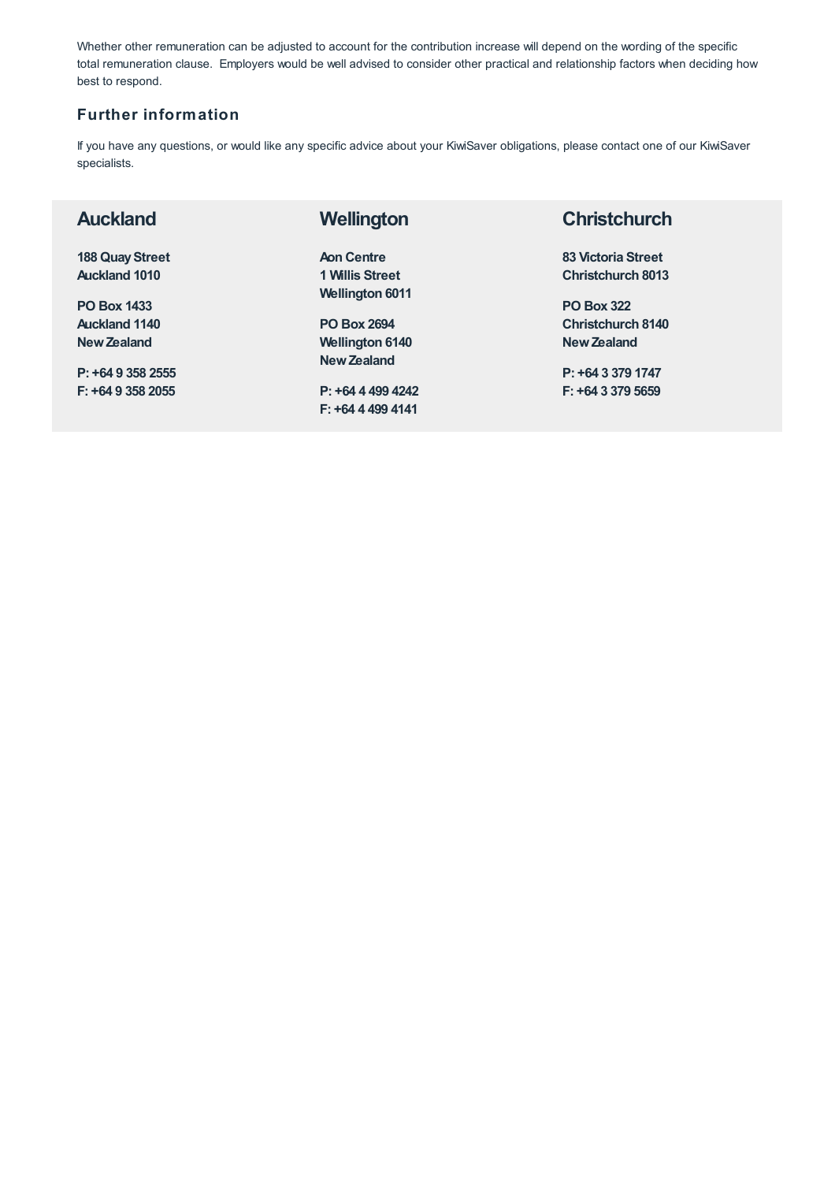Whether other remuneration can be adjusted to account for the contribution increase will depend on the wording of the specific total remuneration clause. Employers would be well advised to consider other practical and relationship factors when deciding how best to respond.

## Further information

If you have any questions, or would like any specific advice about your KiwiSaver obligations, please contact one of our KiwiSaver specialists.

### Auckland

**188 Quay Street**
**Auckland 1010**

**PO Box 1433**
**Auckland 1140**
**New Zealand**

**P: +64 9 358 2555**
**F: +64 9 358 2055**

### Wellington

**Aon Centre**
**1 Willis Street**
**Wellington 6011**

**PO Box 2694**
**Wellington 6140**
**New Zealand**

**P: +64 4 499 4242**
**F: +64 4 499 4141**

### Christchurch

**83 Victoria Street**
**Christchurch 8013**

**PO Box 322**
**Christchurch 8140**
**New Zealand**

**P: +64 3 379 1747**
**F: +64 3 379 5659**